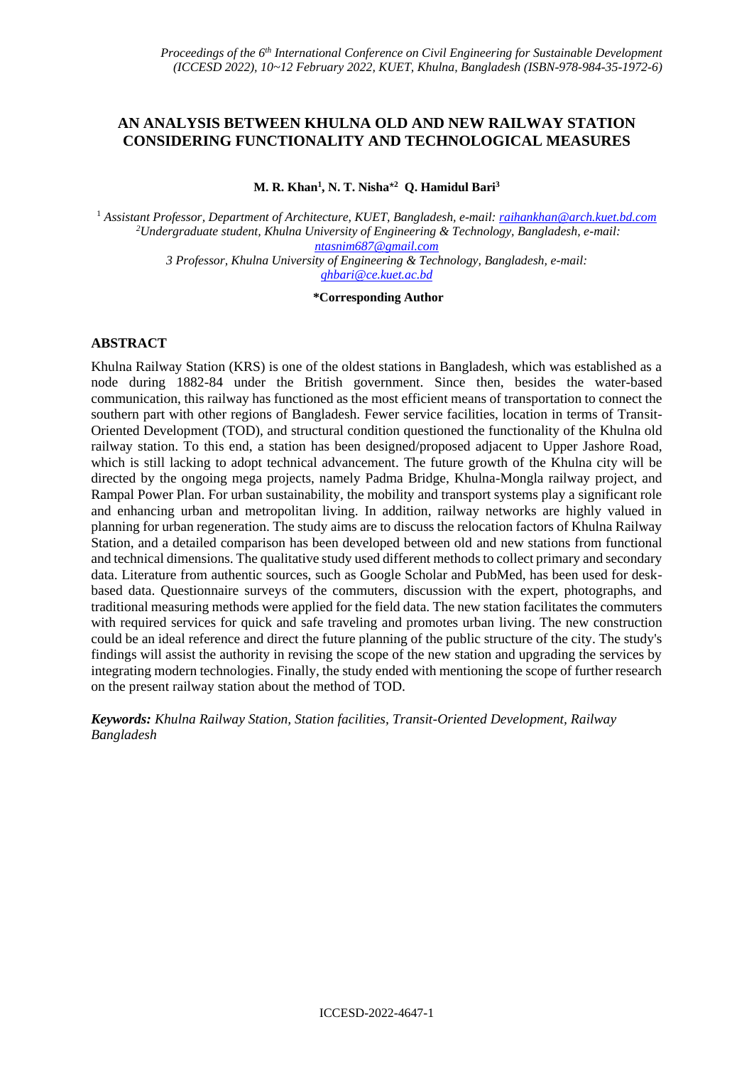# AN ANALYSIS BETWEEN KHULNA OLD AND NEW RAILWAY STATION CONSIDERING FUNCTIONALITY AND TECHNOLOGICAL MEASURES

**M. R. Khan[1], N. T. Nisha*[2] Q. Hamidul Bari[3]**

[1] *Assistant Professor, Department of Architecture, KUET, Bangladesh, e-mail: raihankhan@arch.kuet.bd.com*
[2] *Undergraduate student, Khulna University of Engineering & Technology, Bangladesh, e-mail: ntasnim687@gmail.com*
*3 Professor, Khulna University of Engineering & Technology, Bangladesh, e-mail: qhbari@ce.kuet.ac.bd*

**\*Corresponding Author**

## ABSTRACT

Khulna Railway Station (KRS) is one of the oldest stations in Bangladesh, which was established as a node during 1882-84 under the British government. Since then, besides the water-based communication, this railway has functioned as the most efficient means of transportation to connect the southern part with other regions of Bangladesh. Fewer service facilities, location in terms of Transit-Oriented Development (TOD), and structural condition questioned the functionality of the Khulna old railway station. To this end, a station has been designed/proposed adjacent to Upper Jashore Road, which is still lacking to adopt technical advancement. The future growth of the Khulna city will be directed by the ongoing mega projects, namely Padma Bridge, Khulna-Mongla railway project, and Rampal Power Plan. For urban sustainability, the mobility and transport systems play a significant role and enhancing urban and metropolitan living. In addition, railway networks are highly valued in planning for urban regeneration. The study aims are to discuss the relocation factors of Khulna Railway Station, and a detailed comparison has been developed between old and new stations from functional and technical dimensions. The qualitative study used different methods to collect primary and secondary data. Literature from authentic sources, such as Google Scholar and PubMed, has been used for desk-based data. Questionnaire surveys of the commuters, discussion with the expert, photographs, and traditional measuring methods were applied for the field data. The new station facilitates the commuters with required services for quick and safe traveling and promotes urban living. The new construction could be an ideal reference and direct the future planning of the public structure of the city. The study's findings will assist the authority in revising the scope of the new station and upgrading the services by integrating modern technologies. Finally, the study ended with mentioning the scope of further research on the present railway station about the method of TOD.

***Keywords:*** *Khulna Railway Station, Station facilities, Transit-Oriented Development, Railway Bangladesh*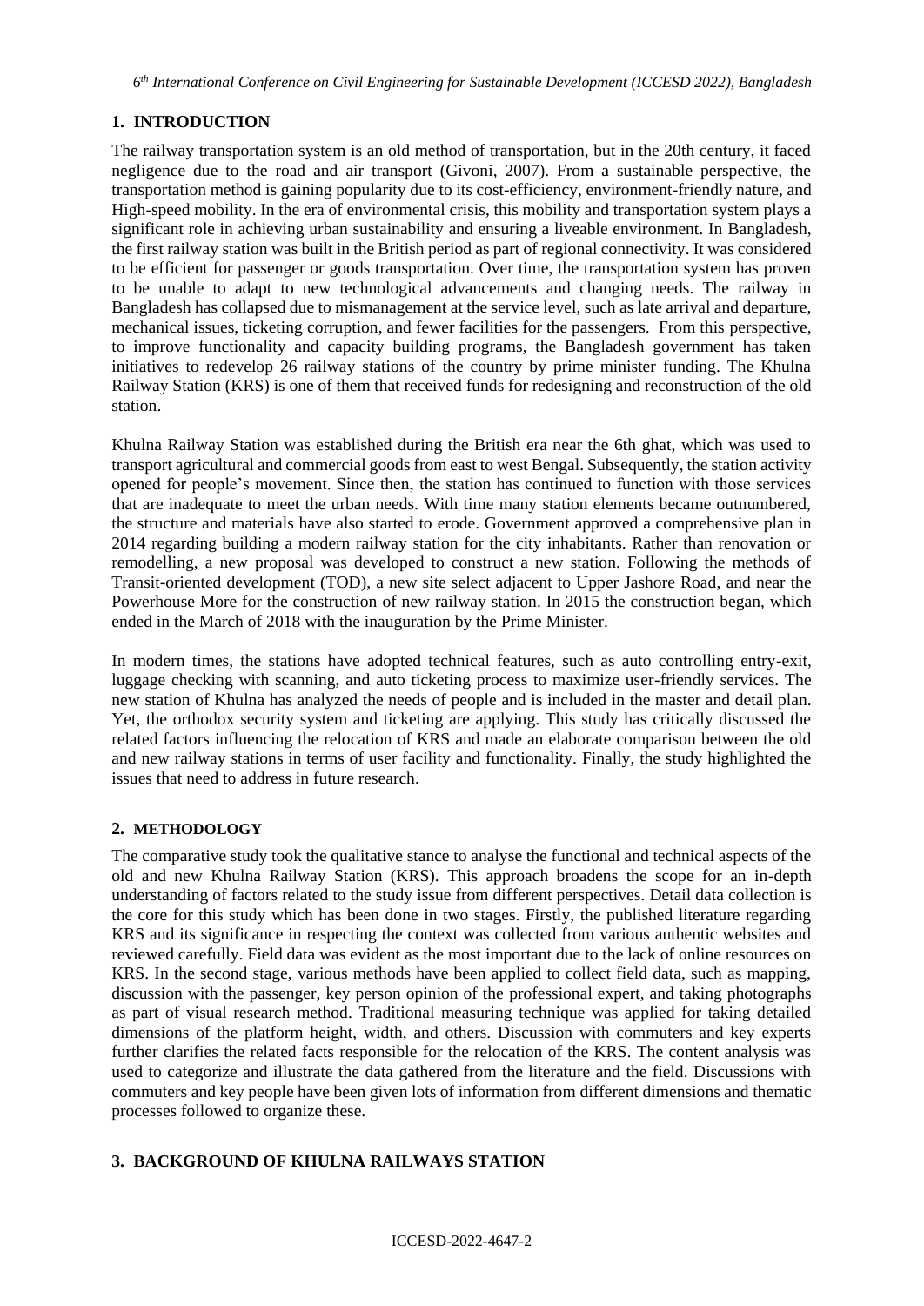## 1. INTRODUCTION

The railway transportation system is an old method of transportation, but in the 20th century, it faced negligence due to the road and air transport (Givoni, 2007). From a sustainable perspective, the transportation method is gaining popularity due to its cost-efficiency, environment-friendly nature, and High-speed mobility. In the era of environmental crisis, this mobility and transportation system plays a significant role in achieving urban sustainability and ensuring a liveable environment. In Bangladesh, the first railway station was built in the British period as part of regional connectivity. It was considered to be efficient for passenger or goods transportation. Over time, the transportation system has proven to be unable to adapt to new technological advancements and changing needs. The railway in Bangladesh has collapsed due to mismanagement at the service level, such as late arrival and departure, mechanical issues, ticketing corruption, and fewer facilities for the passengers. From this perspective, to improve functionality and capacity building programs, the Bangladesh government has taken initiatives to redevelop 26 railway stations of the country by prime minister funding. The Khulna Railway Station (KRS) is one of them that received funds for redesigning and reconstruction of the old station.

Khulna Railway Station was established during the British era near the 6th ghat, which was used to transport agricultural and commercial goods from east to west Bengal. Subsequently, the station activity opened for people's movement. Since then, the station has continued to function with those services that are inadequate to meet the urban needs. With time many station elements became outnumbered, the structure and materials have also started to erode. Government approved a comprehensive plan in 2014 regarding building a modern railway station for the city inhabitants. Rather than renovation or remodelling, a new proposal was developed to construct a new station. Following the methods of Transit-oriented development (TOD), a new site select adjacent to Upper Jashore Road, and near the Powerhouse More for the construction of new railway station. In 2015 the construction began, which ended in the March of 2018 with the inauguration by the Prime Minister.

In modern times, the stations have adopted technical features, such as auto controlling entry-exit, luggage checking with scanning, and auto ticketing process to maximize user-friendly services. The new station of Khulna has analyzed the needs of people and is included in the master and detail plan. Yet, the orthodox security system and ticketing are applying. This study has critically discussed the related factors influencing the relocation of KRS and made an elaborate comparison between the old and new railway stations in terms of user facility and functionality. Finally, the study highlighted the issues that need to address in future research.

## 2. METHODOLOGY

The comparative study took the qualitative stance to analyse the functional and technical aspects of the old and new Khulna Railway Station (KRS). This approach broadens the scope for an in-depth understanding of factors related to the study issue from different perspectives. Detail data collection is the core for this study which has been done in two stages. Firstly, the published literature regarding KRS and its significance in respecting the context was collected from various authentic websites and reviewed carefully. Field data was evident as the most important due to the lack of online resources on KRS. In the second stage, various methods have been applied to collect field data, such as mapping, discussion with the passenger, key person opinion of the professional expert, and taking photographs as part of visual research method. Traditional measuring technique was applied for taking detailed dimensions of the platform height, width, and others. Discussion with commuters and key experts further clarifies the related facts responsible for the relocation of the KRS. The content analysis was used to categorize and illustrate the data gathered from the literature and the field. Discussions with commuters and key people have been given lots of information from different dimensions and thematic processes followed to organize these.

## 3. BACKGROUND OF KHULNA RAILWAYS STATION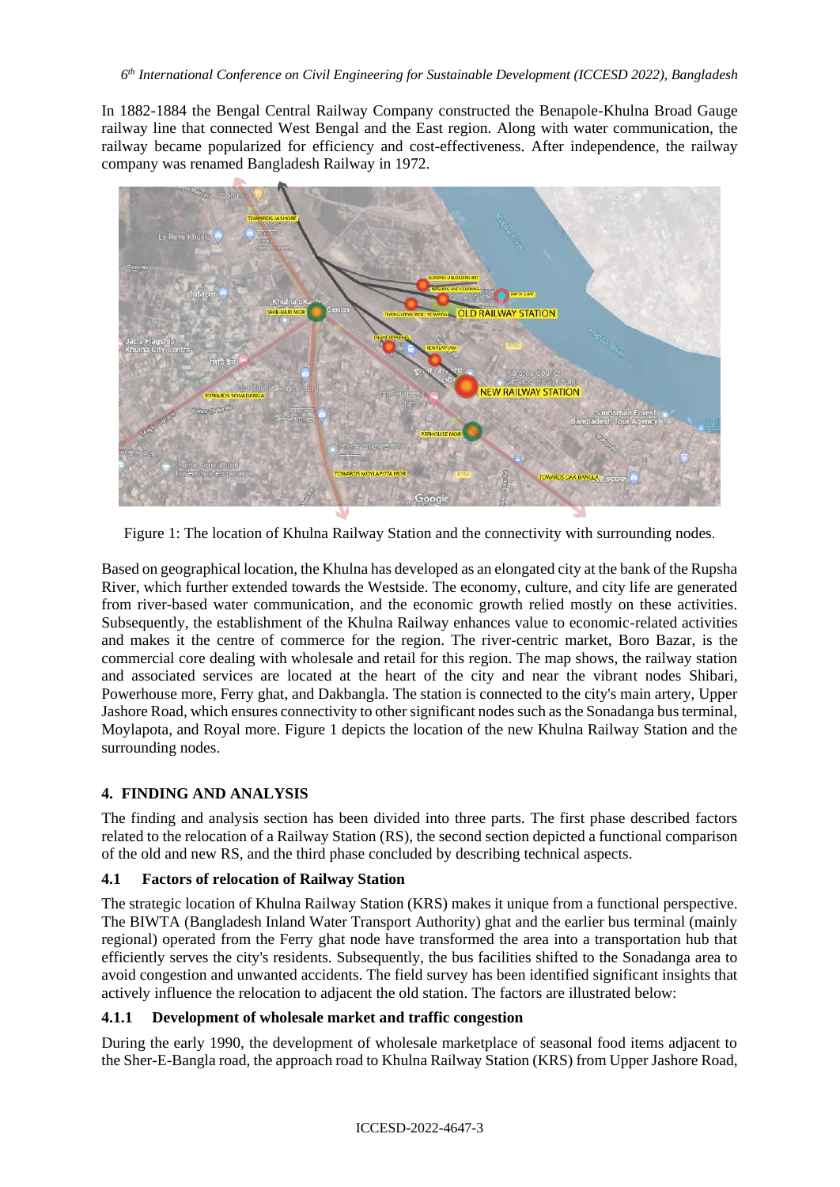In 1882-1884 the Bengal Central Railway Company constructed the Benapole-Khulna Broad Gauge railway line that connected West Bengal and the East region. Along with water communication, the railway became popularized for efficiency and cost-effectiveness. After independence, the railway company was renamed Bangladesh Railway in 1972.

Figure 1: The location of Khulna Railway Station and the connectivity with surrounding nodes.

Based on geographical location, the Khulna has developed as an elongated city at the bank of the Rupsha River, which further extended towards the Westside. The economy, culture, and city life are generated from river-based water communication, and the economic growth relied mostly on these activities. Subsequently, the establishment of the Khulna Railway enhances value to economic-related activities and makes it the centre of commerce for the region. The river-centric market, Boro Bazar, is the commercial core dealing with wholesale and retail for this region. The map shows, the railway station and associated services are located at the heart of the city and near the vibrant nodes Shibari, Powerhouse more, Ferry ghat, and Dakbangla. The station is connected to the city's main artery, Upper Jashore Road, which ensures connectivity to other significant nodes such as the Sonadanga bus terminal, Moylapota, and Royal more. Figure 1 depicts the location of the new Khulna Railway Station and the surrounding nodes.

## 4. FINDING AND ANALYSIS

The finding and analysis section has been divided into three parts. The first phase described factors related to the relocation of a Railway Station (RS), the second section depicted a functional comparison of the old and new RS, and the third phase concluded by describing technical aspects.

### 4.1 Factors of relocation of Railway Station

The strategic location of Khulna Railway Station (KRS) makes it unique from a functional perspective. The BIWTA (Bangladesh Inland Water Transport Authority) ghat and the earlier bus terminal (mainly regional) operated from the Ferry ghat node have transformed the area into a transportation hub that efficiently serves the city's residents. Subsequently, the bus facilities shifted to the Sonadanga area to avoid congestion and unwanted accidents. The field survey has been identified significant insights that actively influence the relocation to adjacent the old station. The factors are illustrated below:

#### 4.1.1 Development of wholesale market and traffic congestion

During the early 1990, the development of wholesale marketplace of seasonal food items adjacent to the Sher-E-Bangla road, the approach road to Khulna Railway Station (KRS) from Upper Jashore Road,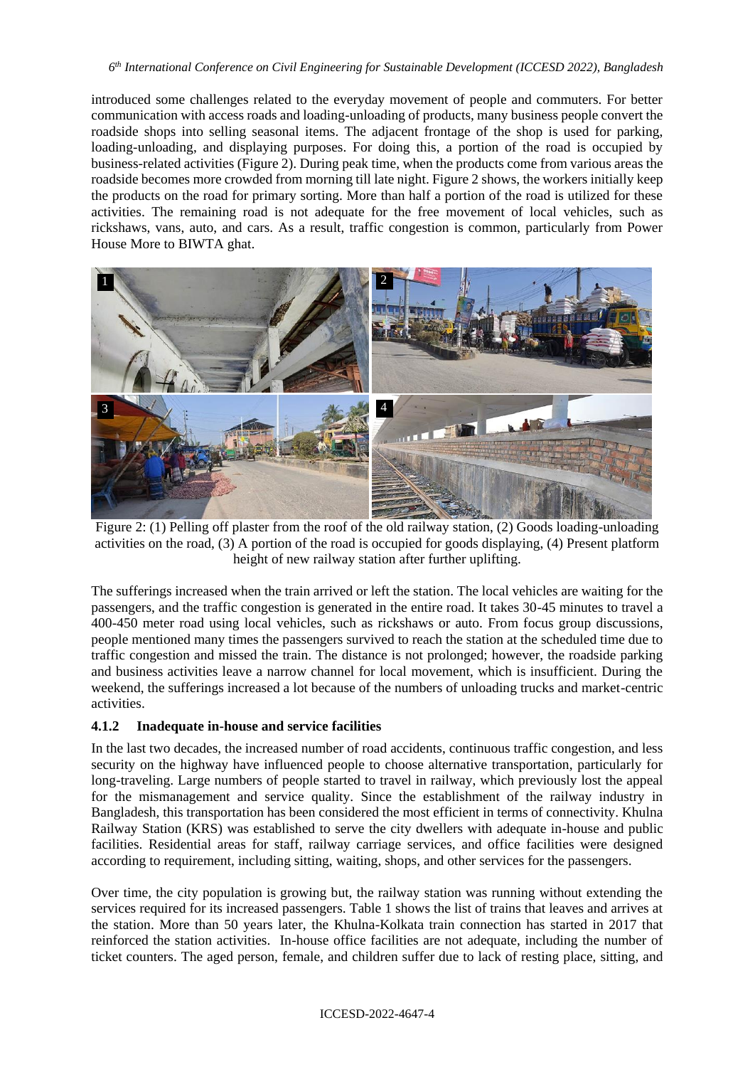introduced some challenges related to the everyday movement of people and commuters. For better communication with access roads and loading-unloading of products, many business people convert the roadside shops into selling seasonal items. The adjacent frontage of the shop is used for parking, loading-unloading, and displaying purposes. For doing this, a portion of the road is occupied by business-related activities (Figure 2). During peak time, when the products come from various areas the roadside becomes more crowded from morning till late night. Figure 2 shows, the workers initially keep the products on the road for primary sorting. More than half a portion of the road is utilized for these activities. The remaining road is not adequate for the free movement of local vehicles, such as rickshaws, vans, auto, and cars. As a result, traffic congestion is common, particularly from Power House More to BIWTA ghat.

Figure 2: (1) Pelling off plaster from the roof of the old railway station, (2) Goods loading-unloading activities on the road, (3) A portion of the road is occupied for goods displaying, (4) Present platform height of new railway station after further uplifting.

The sufferings increased when the train arrived or left the station. The local vehicles are waiting for the passengers, and the traffic congestion is generated in the entire road. It takes 30-45 minutes to travel a 400-450 meter road using local vehicles, such as rickshaws or auto. From focus group discussions, people mentioned many times the passengers survived to reach the station at the scheduled time due to traffic congestion and missed the train. The distance is not prolonged; however, the roadside parking and business activities leave a narrow channel for local movement, which is insufficient. During the weekend, the sufferings increased a lot because of the numbers of unloading trucks and market-centric activities.

#### 4.1.2 Inadequate in-house and service facilities

In the last two decades, the increased number of road accidents, continuous traffic congestion, and less security on the highway have influenced people to choose alternative transportation, particularly for long-traveling. Large numbers of people started to travel in railway, which previously lost the appeal for the mismanagement and service quality. Since the establishment of the railway industry in Bangladesh, this transportation has been considered the most efficient in terms of connectivity. Khulna Railway Station (KRS) was established to serve the city dwellers with adequate in-house and public facilities. Residential areas for staff, railway carriage services, and office facilities were designed according to requirement, including sitting, waiting, shops, and other services for the passengers.

Over time, the city population is growing but, the railway station was running without extending the services required for its increased passengers. Table 1 shows the list of trains that leaves and arrives at the station. More than 50 years later, the Khulna-Kolkata train connection has started in 2017 that reinforced the station activities. In-house office facilities are not adequate, including the number of ticket counters. The aged person, female, and children suffer due to lack of resting place, sitting, and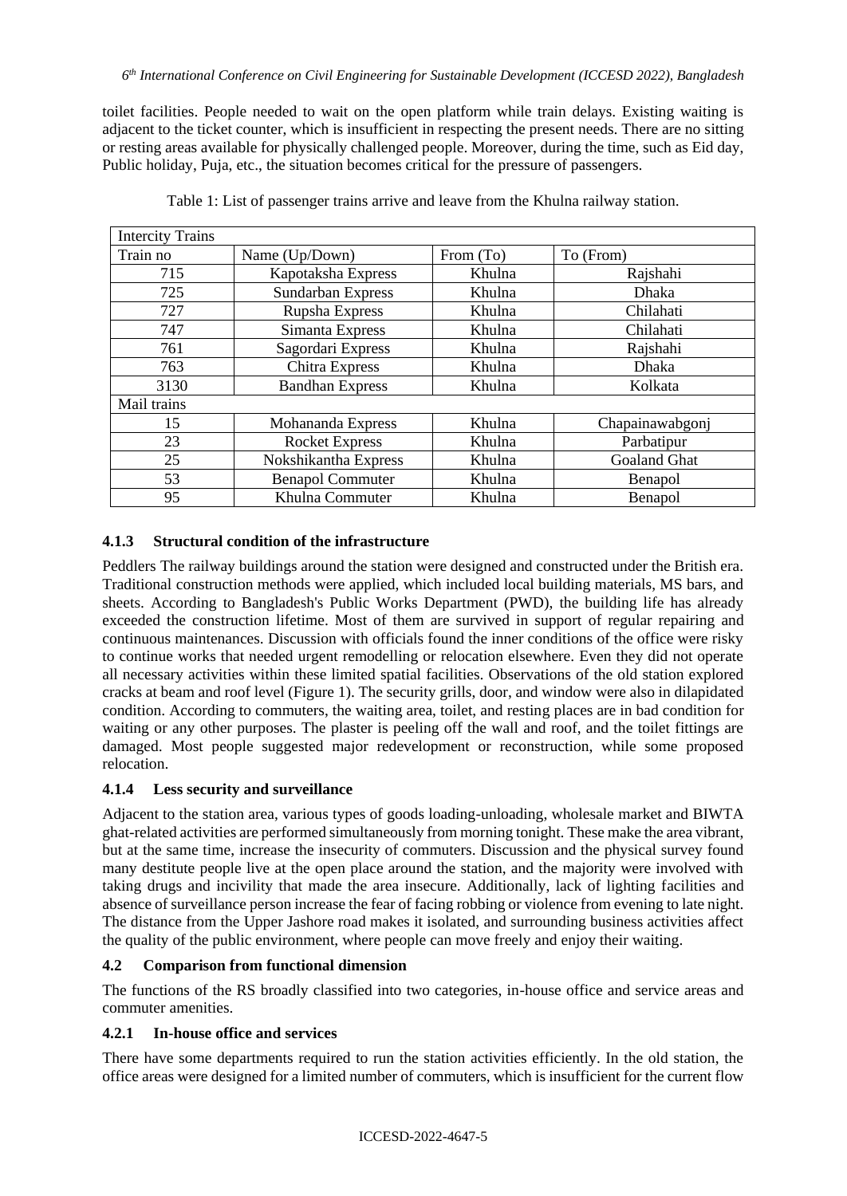toilet facilities. People needed to wait on the open platform while train delays. Existing waiting is adjacent to the ticket counter, which is insufficient in respecting the present needs. There are no sitting or resting areas available for physically challenged people. Moreover, during the time, such as Eid day, Public holiday, Puja, etc., the situation becomes critical for the pressure of passengers.

Table 1: List of passenger trains arrive and leave from the Khulna railway station.

| Intercity Trains | | | |
|---|---|---|---|
| Train no | Name (Up/Down) | From (To) | To (From) |
| 715 | Kapotaksha Express | Khulna | Rajshahi |
| 725 | Sundarban Express | Khulna | Dhaka |
| 727 | Rupsha Express | Khulna | Chilahati |
| 747 | Simanta Express | Khulna | Chilahati |
| 761 | Sagordari Express | Khulna | Rajshahi |
| 763 | Chitra Express | Khulna | Dhaka |
| 3130 | Bandhan Express | Khulna | Kolkata |
| Mail trains | | | |
| 15 | Mohananda Express | Khulna | Chapainawabgonj |
| 23 | Rocket Express | Khulna | Parbatipur |
| 25 | Nokshikantha Express | Khulna | Goaland Ghat |
| 53 | Benapol Commuter | Khulna | Benapol |
| 95 | Khulna Commuter | Khulna | Benapol |

#### 4.1.3 Structural condition of the infrastructure

Peddlers The railway buildings around the station were designed and constructed under the British era. Traditional construction methods were applied, which included local building materials, MS bars, and sheets. According to Bangladesh's Public Works Department (PWD), the building life has already exceeded the construction lifetime. Most of them are survived in support of regular repairing and continuous maintenances. Discussion with officials found the inner conditions of the office were risky to continue works that needed urgent remodelling or relocation elsewhere. Even they did not operate all necessary activities within these limited spatial facilities. Observations of the old station explored cracks at beam and roof level (Figure 1). The security grills, door, and window were also in dilapidated condition. According to commuters, the waiting area, toilet, and resting places are in bad condition for waiting or any other purposes. The plaster is peeling off the wall and roof, and the toilet fittings are damaged. Most people suggested major redevelopment or reconstruction, while some proposed relocation.

#### 4.1.4 Less security and surveillance

Adjacent to the station area, various types of goods loading-unloading, wholesale market and BIWTA ghat-related activities are performed simultaneously from morning tonight. These make the area vibrant, but at the same time, increase the insecurity of commuters. Discussion and the physical survey found many destitute people live at the open place around the station, and the majority were involved with taking drugs and incivility that made the area insecure. Additionally, lack of lighting facilities and absence of surveillance person increase the fear of facing robbing or violence from evening to late night. The distance from the Upper Jashore road makes it isolated, and surrounding business activities affect the quality of the public environment, where people can move freely and enjoy their waiting.

### 4.2 Comparison from functional dimension

The functions of the RS broadly classified into two categories, in-house office and service areas and commuter amenities.

#### 4.2.1 In-house office and services

There have some departments required to run the station activities efficiently. In the old station, the office areas were designed for a limited number of commuters, which is insufficient for the current flow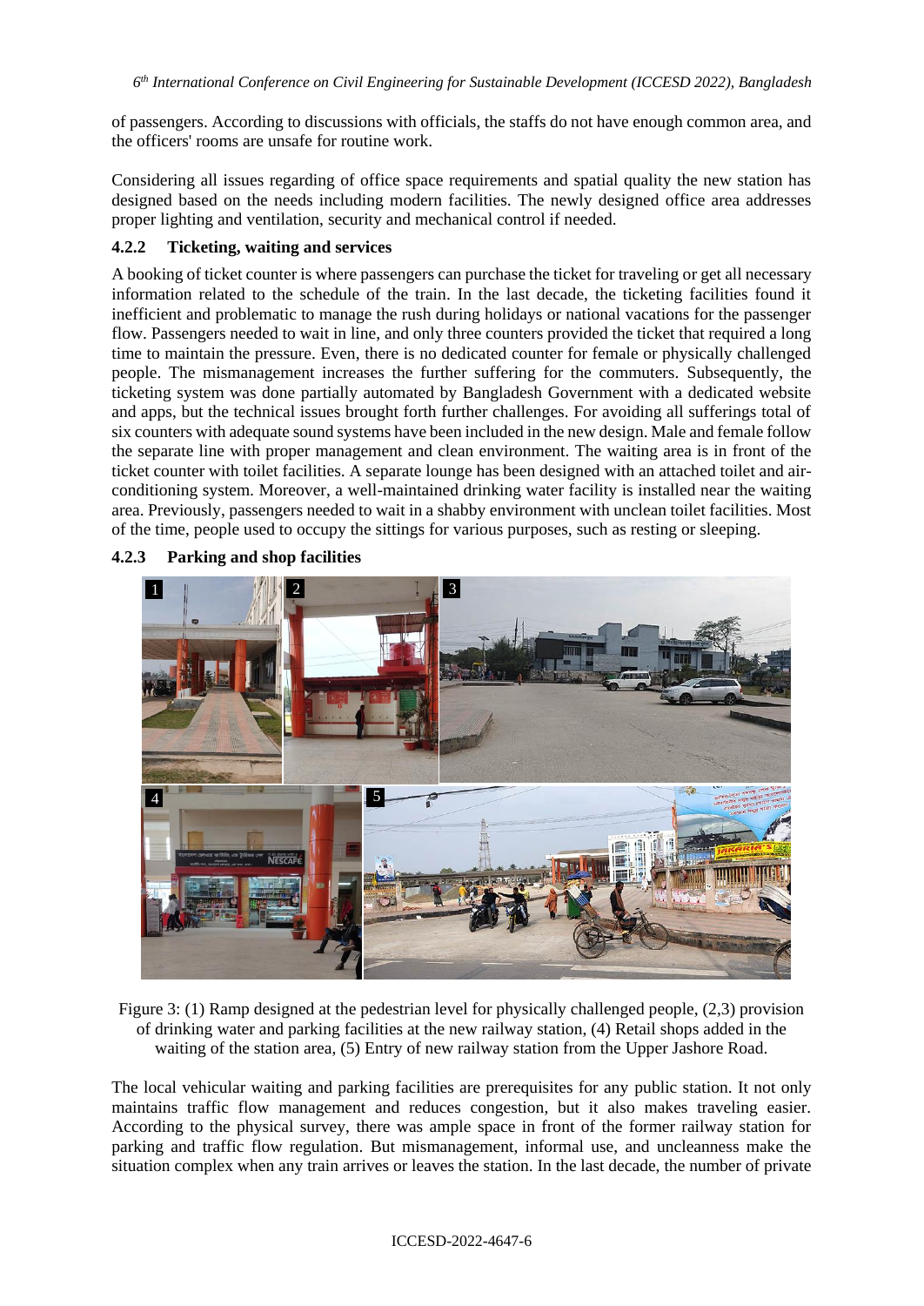of passengers. According to discussions with officials, the staffs do not have enough common area, and the officers' rooms are unsafe for routine work.

Considering all issues regarding of office space requirements and spatial quality the new station has designed based on the needs including modern facilities. The newly designed office area addresses proper lighting and ventilation, security and mechanical control if needed.

### 4.2.2 Ticketing, waiting and services

A booking of ticket counter is where passengers can purchase the ticket for traveling or get all necessary information related to the schedule of the train. In the last decade, the ticketing facilities found it inefficient and problematic to manage the rush during holidays or national vacations for the passenger flow. Passengers needed to wait in line, and only three counters provided the ticket that required a long time to maintain the pressure. Even, there is no dedicated counter for female or physically challenged people. The mismanagement increases the further suffering for the commuters. Subsequently, the ticketing system was done partially automated by Bangladesh Government with a dedicated website and apps, but the technical issues brought forth further challenges. For avoiding all sufferings total of six counters with adequate sound systems have been included in the new design. Male and female follow the separate line with proper management and clean environment. The waiting area is in front of the ticket counter with toilet facilities. A separate lounge has been designed with an attached toilet and air-conditioning system. Moreover, a well-maintained drinking water facility is installed near the waiting area. Previously, passengers needed to wait in a shabby environment with unclean toilet facilities. Most of the time, people used to occupy the sittings for various purposes, such as resting or sleeping.

### 4.2.3 Parking and shop facilities

Figure 3: (1) Ramp designed at the pedestrian level for physically challenged people, (2,3) provision of drinking water and parking facilities at the new railway station, (4) Retail shops added in the waiting of the station area, (5) Entry of new railway station from the Upper Jashore Road.

The local vehicular waiting and parking facilities are prerequisites for any public station. It not only maintains traffic flow management and reduces congestion, but it also makes traveling easier. According to the physical survey, there was ample space in front of the former railway station for parking and traffic flow regulation. But mismanagement, informal use, and uncleanness make the situation complex when any train arrives or leaves the station. In the last decade, the number of private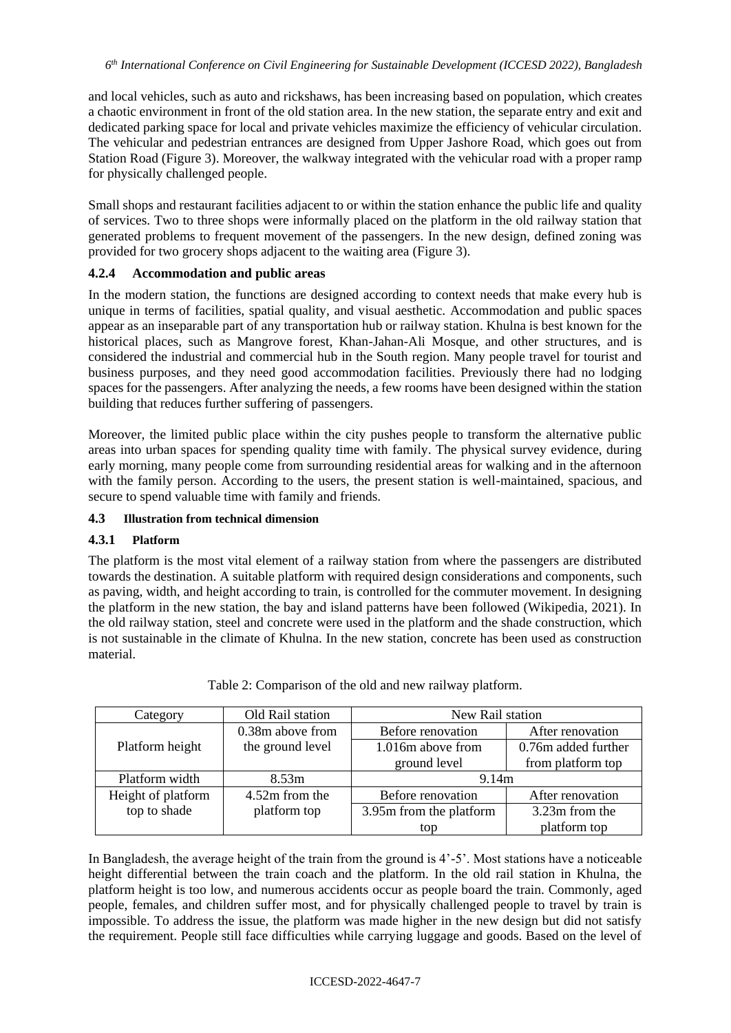and local vehicles, such as auto and rickshaws, has been increasing based on population, which creates a chaotic environment in front of the old station area. In the new station, the separate entry and exit and dedicated parking space for local and private vehicles maximize the efficiency of vehicular circulation. The vehicular and pedestrian entrances are designed from Upper Jashore Road, which goes out from Station Road (Figure 3). Moreover, the walkway integrated with the vehicular road with a proper ramp for physically challenged people.

Small shops and restaurant facilities adjacent to or within the station enhance the public life and quality of services. Two to three shops were informally placed on the platform in the old railway station that generated problems to frequent movement of the passengers. In the new design, defined zoning was provided for two grocery shops adjacent to the waiting area (Figure 3).

#### 4.2.4 Accommodation and public areas

In the modern station, the functions are designed according to context needs that make every hub is unique in terms of facilities, spatial quality, and visual aesthetic. Accommodation and public spaces appear as an inseparable part of any transportation hub or railway station. Khulna is best known for the historical places, such as Mangrove forest, Khan-Jahan-Ali Mosque, and other structures, and is considered the industrial and commercial hub in the South region. Many people travel for tourist and business purposes, and they need good accommodation facilities. Previously there had no lodging spaces for the passengers. After analyzing the needs, a few rooms have been designed within the station building that reduces further suffering of passengers.

Moreover, the limited public place within the city pushes people to transform the alternative public areas into urban spaces for spending quality time with family. The physical survey evidence, during early morning, many people come from surrounding residential areas for walking and in the afternoon with the family person. According to the users, the present station is well-maintained, spacious, and secure to spend valuable time with family and friends.

### 4.3 Illustration from technical dimension

#### 4.3.1 Platform

The platform is the most vital element of a railway station from where the passengers are distributed towards the destination. A suitable platform with required design considerations and components, such as paving, width, and height according to train, is controlled for the commuter movement. In designing the platform in the new station, the bay and island patterns have been followed (Wikipedia, 2021). In the old railway station, steel and concrete were used in the platform and the shade construction, which is not sustainable in the climate of Khulna. In the new station, concrete has been used as construction material.

Table 2: Comparison of the old and new railway platform.

| Category | Old Rail station | New Rail station | |
|---|---|---|---|
| | | Before renovation | After renovation |
| Platform height | 0.38m above from the ground level | 1.016m above from ground level | 0.76m added further from platform top |
| Platform width | 8.53m | 9.14m | |
| Height of platform top to shade | 4.52m from the platform top | Before renovation: 3.95m from the platform top | After renovation: 3.23m from the platform top |

In Bangladesh, the average height of the train from the ground is 4'-5'. Most stations have a noticeable height differential between the train coach and the platform. In the old rail station in Khulna, the platform height is too low, and numerous accidents occur as people board the train. Commonly, aged people, females, and children suffer most, and for physically challenged people to travel by train is impossible. To address the issue, the platform was made higher in the new design but did not satisfy the requirement. People still face difficulties while carrying luggage and goods. Based on the level of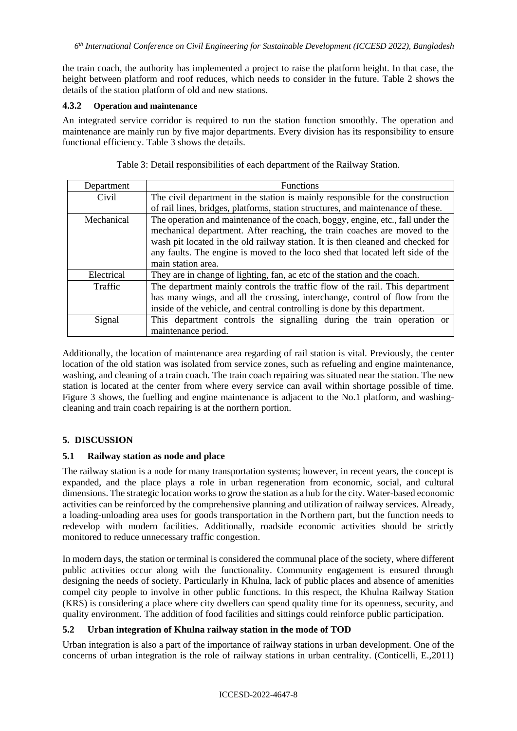the train coach, the authority has implemented a project to raise the platform height. In that case, the height between platform and roof reduces, which needs to consider in the future. Table 2 shows the details of the station platform of old and new stations.

#### 4.3.2 Operation and maintenance

An integrated service corridor is required to run the station function smoothly. The operation and maintenance are mainly run by five major departments. Every division has its responsibility to ensure functional efficiency. Table 3 shows the details.

Table 3: Detail responsibilities of each department of the Railway Station.

| Department | Functions |
|---|---|
| Civil | The civil department in the station is mainly responsible for the construction of rail lines, bridges, platforms, station structures, and maintenance of these. |
| Mechanical | The operation and maintenance of the coach, boggy, engine, etc., fall under the mechanical department. After reaching, the train coaches are moved to the wash pit located in the old railway station. It is then cleaned and checked for any faults. The engine is moved to the loco shed that located left side of the main station area. |
| Electrical | They are in change of lighting, fan, ac etc of the station and the coach. |
| Traffic | The department mainly controls the traffic flow of the rail. This department has many wings, and all the crossing, interchange, control of flow from the inside of the vehicle, and central controlling is done by this department. |
| Signal | This department controls the signalling during the train operation or maintenance period. |

Additionally, the location of maintenance area regarding of rail station is vital. Previously, the center location of the old station was isolated from service zones, such as refueling and engine maintenance, washing, and cleaning of a train coach. The train coach repairing was situated near the station. The new station is located at the center from where every service can avail within shortage possible of time. Figure 3 shows, the fuelling and engine maintenance is adjacent to the No.1 platform, and washing-cleaning and train coach repairing is at the northern portion.

## 5. DISCUSSION

### 5.1 Railway station as node and place

The railway station is a node for many transportation systems; however, in recent years, the concept is expanded, and the place plays a role in urban regeneration from economic, social, and cultural dimensions. The strategic location works to grow the station as a hub for the city. Water-based economic activities can be reinforced by the comprehensive planning and utilization of railway services. Already, a loading-unloading area uses for goods transportation in the Northern part, but the function needs to redevelop with modern facilities. Additionally, roadside economic activities should be strictly monitored to reduce unnecessary traffic congestion.

In modern days, the station or terminal is considered the communal place of the society, where different public activities occur along with the functionality. Community engagement is ensured through designing the needs of society. Particularly in Khulna, lack of public places and absence of amenities compel city people to involve in other public functions. In this respect, the Khulna Railway Station (KRS) is considering a place where city dwellers can spend quality time for its openness, security, and quality environment. The addition of food facilities and sittings could reinforce public participation.

### 5.2 Urban integration of Khulna railway station in the mode of TOD

Urban integration is also a part of the importance of railway stations in urban development. One of the concerns of urban integration is the role of railway stations in urban centrality. (Conticelli, E.,2011)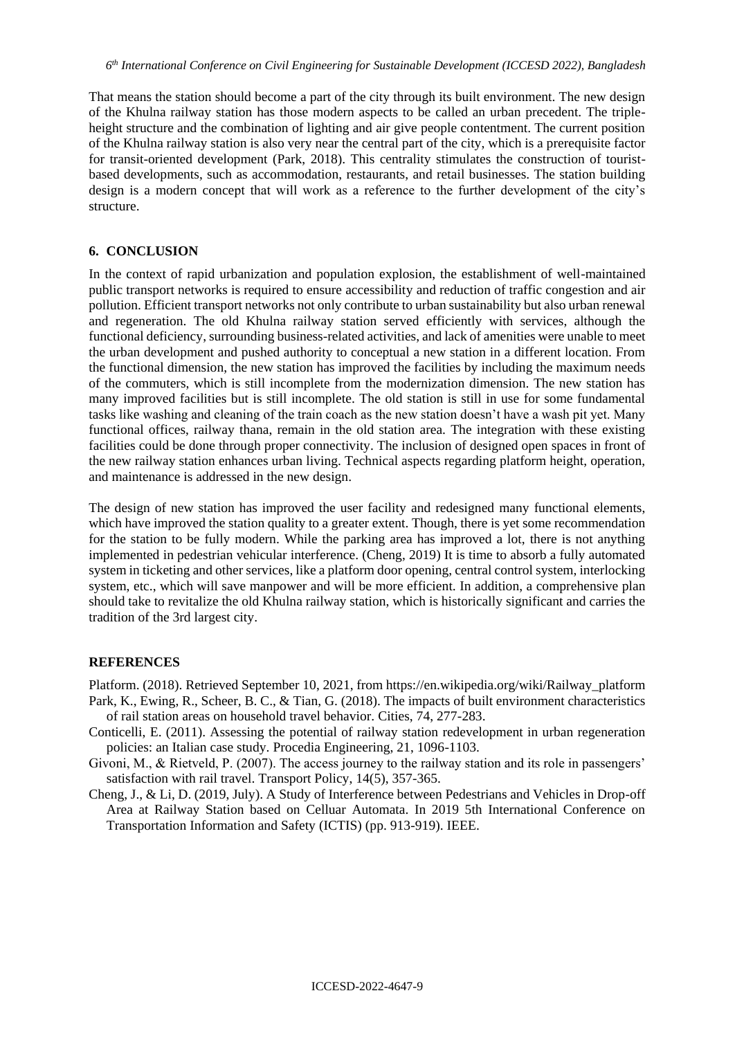That means the station should become a part of the city through its built environment. The new design of the Khulna railway station has those modern aspects to be called an urban precedent. The triple-height structure and the combination of lighting and air give people contentment. The current position of the Khulna railway station is also very near the central part of the city, which is a prerequisite factor for transit-oriented development (Park, 2018). This centrality stimulates the construction of tourist-based developments, such as accommodation, restaurants, and retail businesses. The station building design is a modern concept that will work as a reference to the further development of the city's structure.

## 6. CONCLUSION

In the context of rapid urbanization and population explosion, the establishment of well-maintained public transport networks is required to ensure accessibility and reduction of traffic congestion and air pollution. Efficient transport networks not only contribute to urban sustainability but also urban renewal and regeneration. The old Khulna railway station served efficiently with services, although the functional deficiency, surrounding business-related activities, and lack of amenities were unable to meet the urban development and pushed authority to conceptual a new station in a different location. From the functional dimension, the new station has improved the facilities by including the maximum needs of the commuters, which is still incomplete from the modernization dimension. The new station has many improved facilities but is still incomplete. The old station is still in use for some fundamental tasks like washing and cleaning of the train coach as the new station doesn't have a wash pit yet. Many functional offices, railway thana, remain in the old station area. The integration with these existing facilities could be done through proper connectivity. The inclusion of designed open spaces in front of the new railway station enhances urban living. Technical aspects regarding platform height, operation, and maintenance is addressed in the new design.

The design of new station has improved the user facility and redesigned many functional elements, which have improved the station quality to a greater extent. Though, there is yet some recommendation for the station to be fully modern. While the parking area has improved a lot, there is not anything implemented in pedestrian vehicular interference. (Cheng, 2019) It is time to absorb a fully automated system in ticketing and other services, like a platform door opening, central control system, interlocking system, etc., which will save manpower and will be more efficient. In addition, a comprehensive plan should take to revitalize the old Khulna railway station, which is historically significant and carries the tradition of the 3rd largest city.

## REFERENCES

Platform. (2018). Retrieved September 10, 2021, from https://en.wikipedia.org/wiki/Railway_platform

Park, K., Ewing, R., Scheer, B. C., & Tian, G. (2018). The impacts of built environment characteristics of rail station areas on household travel behavior. Cities, 74, 277-283.

Conticelli, E. (2011). Assessing the potential of railway station redevelopment in urban regeneration policies: an Italian case study. Procedia Engineering, 21, 1096-1103.

Givoni, M., & Rietveld, P. (2007). The access journey to the railway station and its role in passengers' satisfaction with rail travel. Transport Policy, 14(5), 357-365.

Cheng, J., & Li, D. (2019, July). A Study of Interference between Pedestrians and Vehicles in Drop-off Area at Railway Station based on Celluar Automata. In 2019 5th International Conference on Transportation Information and Safety (ICTIS) (pp. 913-919). IEEE.